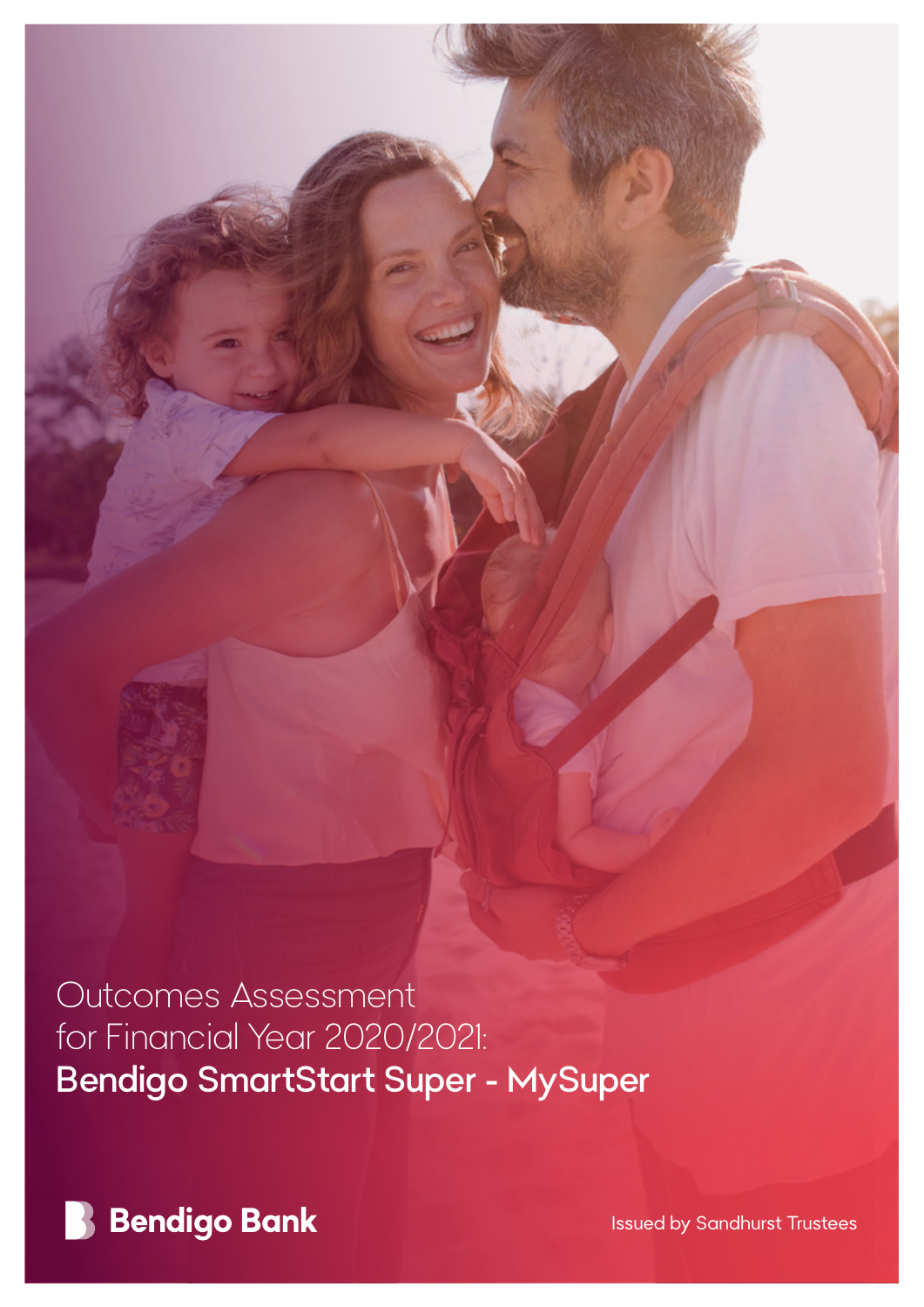# Outcomes Assessment for Financial Year 2020/2021: **Bendigo SmartStart Super - MySuper**

Bendigo Bank

Issued by Sandhurst Trustees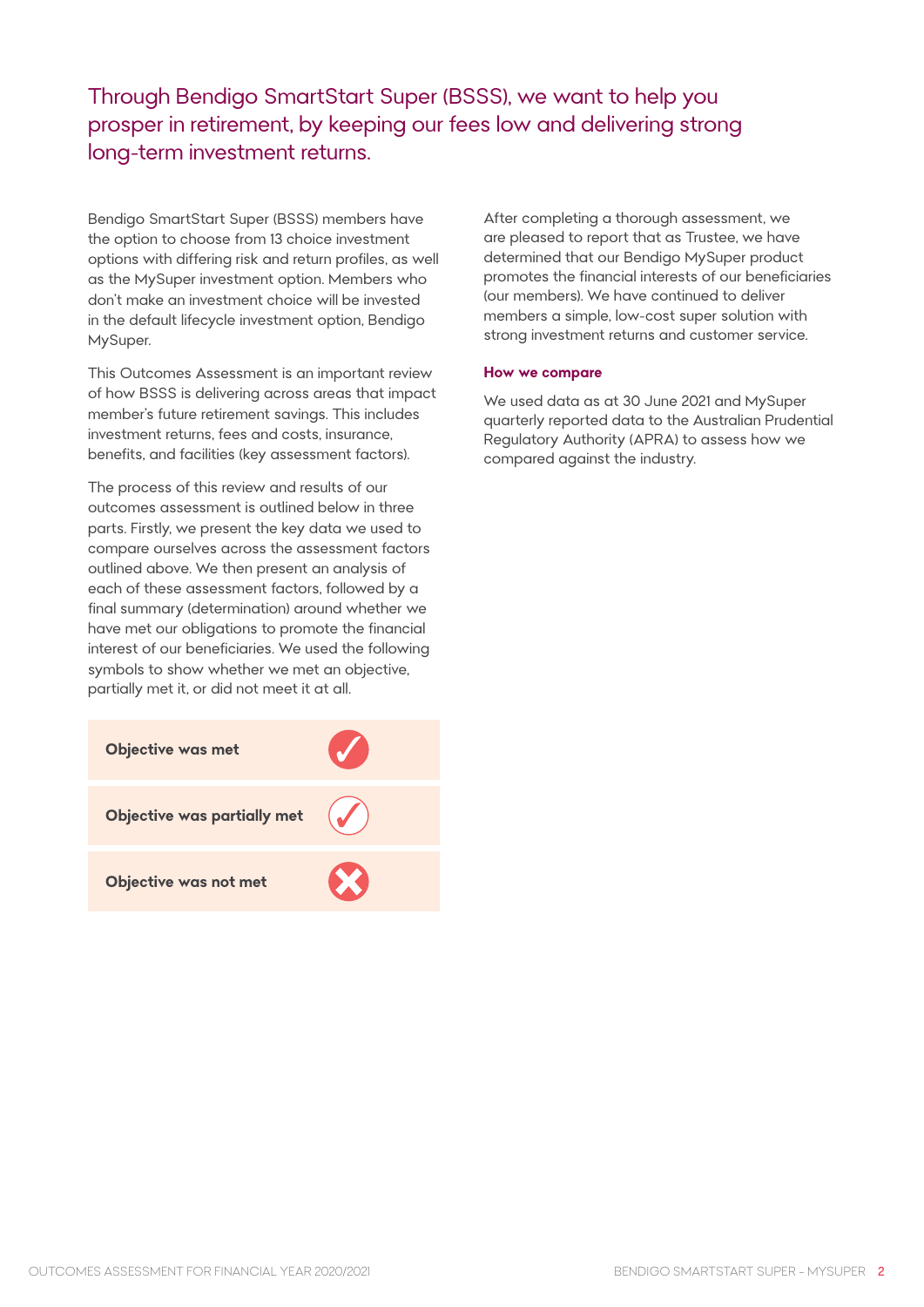## Through Bendigo SmartStart Super (BSSS), we want to help you prosper in retirement, by keeping our fees low and delivering strong long-term investment returns.

Bendigo SmartStart Super (BSSS) members have the option to choose from 13 choice investment options with differing risk and return profiles, as well as the MySuper investment option. Members who don't make an investment choice will be invested in the default lifecycle investment option, Bendigo MySuper.

This Outcomes Assessment is an important review of how BSSS is delivering across areas that impact member's future retirement savings. This includes investment returns, fees and costs, insurance, benefits, and facilities (key assessment factors).

The process of this review and results of our outcomes assessment is outlined below in three parts. Firstly, we present the key data we used to compare ourselves across the assessment factors outlined above. We then present an analysis of each of these assessment factors, followed by a final summary (determination) around whether we have met our obligations to promote the financial interest of our beneficiaries. We used the following symbols to show whether we met an objective, partially met it, or did not meet it at all.

| | |
|---|---|
| **Objective was met** | ✓ |
| **Objective was partially met** | ✓ |
| **Objective was not met** | ✗ |

After completing a thorough assessment, we are pleased to report that as Trustee, we have determined that our Bendigo MySuper product promotes the financial interests of our beneficiaries (our members). We have continued to deliver members a simple, low-cost super solution with strong investment returns and customer service.

### How we compare

We used data as at 30 June 2021 and MySuper quarterly reported data to the Australian Prudential Regulatory Authority (APRA) to assess how we compared against the industry.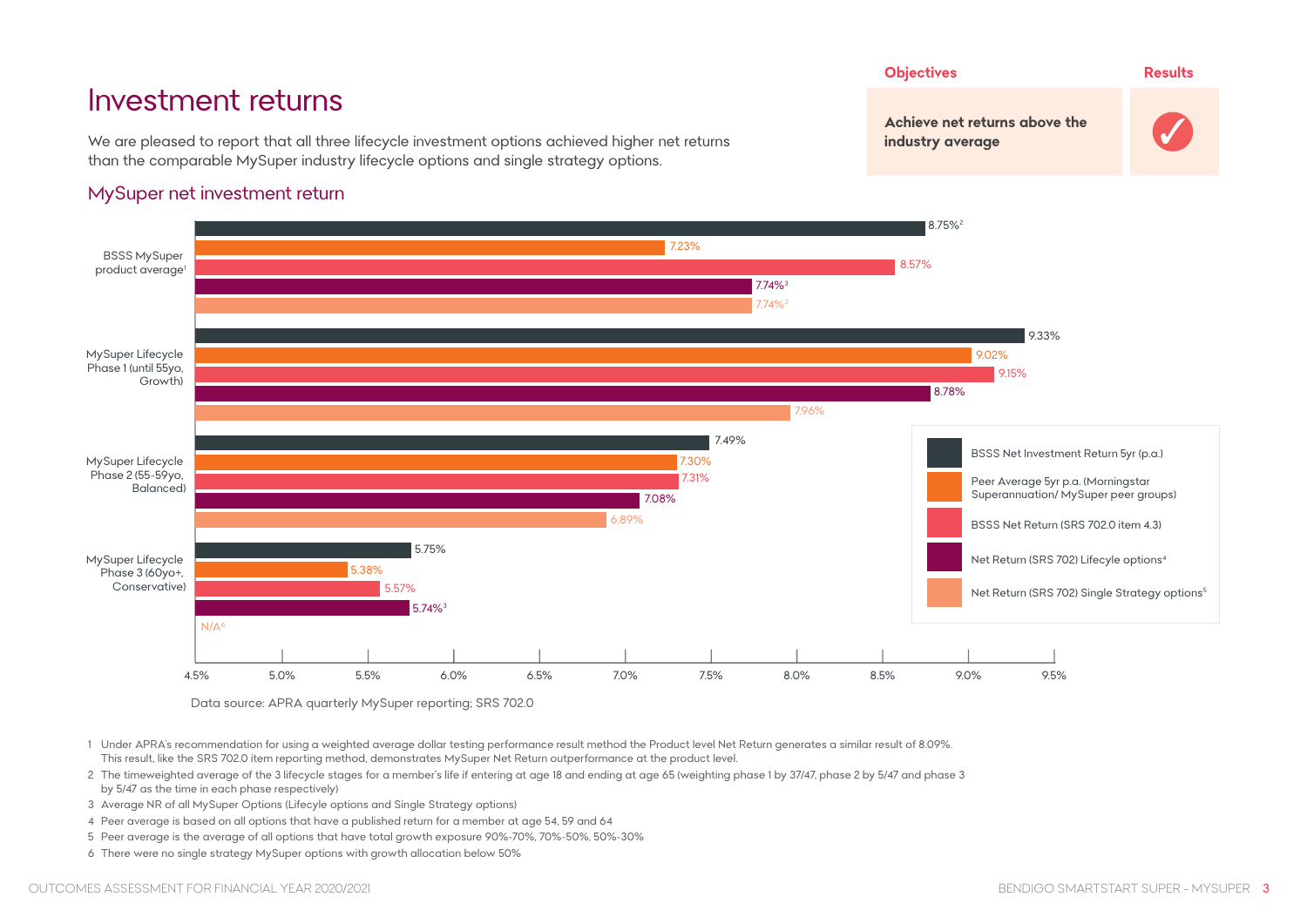# Investment returns

We are pleased to report that all three lifecycle investment options achieved higher net returns than the comparable MySuper industry lifecycle options and single strategy options.

| Objectives | Results |
| --- | --- |
| Achieve net returns above the industry average | ✓ |

## MySuper net investment return

| | BSSS Net Investment Return 5yr (p.a.) | Peer Average 5yr p.a. (Morningstar Superannuation/ MySuper peer groups) | BSSS Net Return (SRS 702.0 item 4.3) | Net Return (SRS 702) Lifecycle options[4] | Net Return (SRS 702) Single Strategy options[5] |
| --- | --- | --- | --- | --- | --- |
| BSSS MySuper product average[1] | 8.75%[2] | 7.23% | 8.57% | 7.74%[3] | 7.74%[3] |
| MySuper Lifecycle Phase 1 (until 55yo, Growth) | 9.33% | 9.02% | 9.15% | 8.78% | 7.96% |
| MySuper Lifecycle Phase 2 (55-59yo, Balanced) | 7.49% | 7.30% | 7.31% | 7.08% | 6.89% |
| MySuper Lifecycle Phase 3 (60yo+, Conservative) | 5.75% | 5.38% | 5.57% | 5.74%[3] | N/A[6] |

Data source: APRA quarterly MySuper reporting; SRS 702.0

1 Under APRA's recommendation for using a weighted average dollar testing performance result method the Product level Net Return generates a similar result of 8.09%. This result, like the SRS 702.0 item reporting method, demonstrates MySuper Net Return outperformance at the product level.

2 The timeweighted average of the 3 lifecycle stages for a member's life if entering at age 18 and ending at age 65 (weighting phase 1 by 37/47, phase 2 by 5/47 and phase 3 by 5/47 as the time in each phase respectively)

3 Average NR of all MySuper Options (Lifecyle options and Single Strategy options)

4 Peer average is based on all options that have a published return for a member at age 54, 59 and 64

5 Peer average is the average of all options that have total growth exposure 90%-70%, 70%-50%, 50%-30%

6 There were no single strategy MySuper options with growth allocation below 50%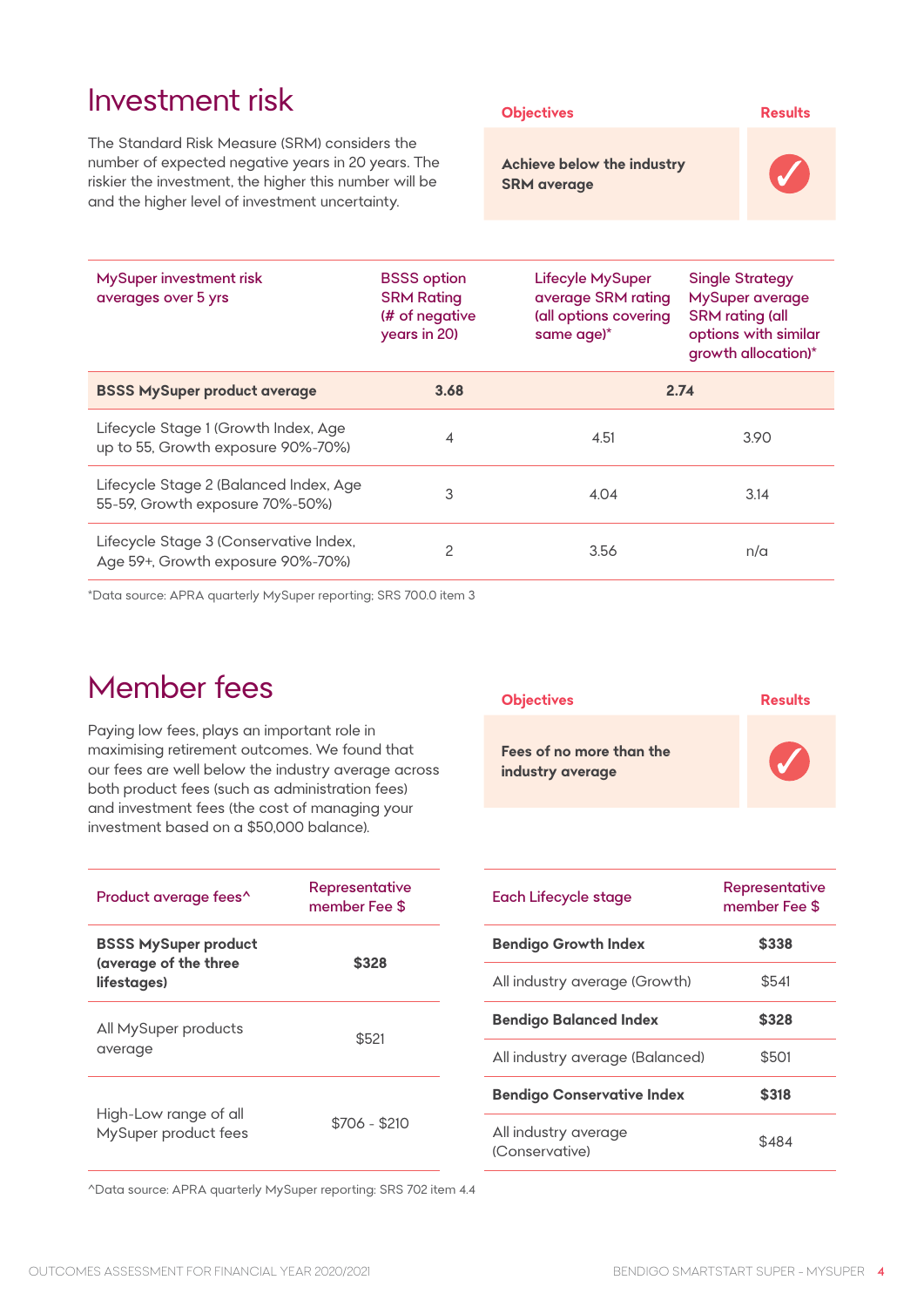# Investment risk

The Standard Risk Measure (SRM) considers the number of expected negative years in 20 years. The riskier the investment, the higher this number will be and the higher level of investment uncertainty.

| Objectives | Results |
|---|---|
| **Achieve below the industry SRM average** | ✓ |

| MySuper investment risk averages over 5 yrs | BSSS option SRM Rating (# of negative years in 20) | Lifecycle MySuper average SRM rating (all options covering same age)* | Single Strategy MySuper average SRM rating (all options with similar growth allocation)* |
|---|---|---|---|
| **BSSS MySuper product average** | **3.68** | **2.74** | |
| Lifecycle Stage 1 (Growth Index, Age up to 55, Growth exposure 90%-70%) | 4 | 4.51 | 3.90 |
| Lifecycle Stage 2 (Balanced Index, Age 55-59, Growth exposure 70%-50%) | 3 | 4.04 | 3.14 |
| Lifecycle Stage 3 (Conservative Index, Age 59+, Growth exposure 90%-70%) | 2 | 3.56 | n/a |

*Data source: APRA quarterly MySuper reporting; SRS 700.0 item 3

# Member fees

Paying low fees, plays an important role in maximising retirement outcomes. We found that our fees are well below the industry average across both product fees (such as administration fees) and investment fees (the cost of managing your investment based on a $50,000 balance).

| Objectives | Results |
|---|---|
| **Fees of no more than the industry average** | ✓ |

| Product average fees^ | Representative member Fee $ |
|---|---|
| **BSSS MySuper product (average of the three lifestages)** | **$328** |
| All MySuper products average | $521 |
| High-Low range of all MySuper product fees | $706 - $210 |

| Each Lifecycle stage | Representative member Fee $ |
|---|---|
| **Bendigo Growth Index** | **$338** |
| All industry average (Growth) | $541 |
| **Bendigo Balanced Index** | **$328** |
| All industry average (Balanced) | $501 |
| **Bendigo Conservative Index** | **$318** |
| All industry average (Conservative) | $484 |

^Data source: APRA quarterly MySuper reporting: SRS 702 item 4.4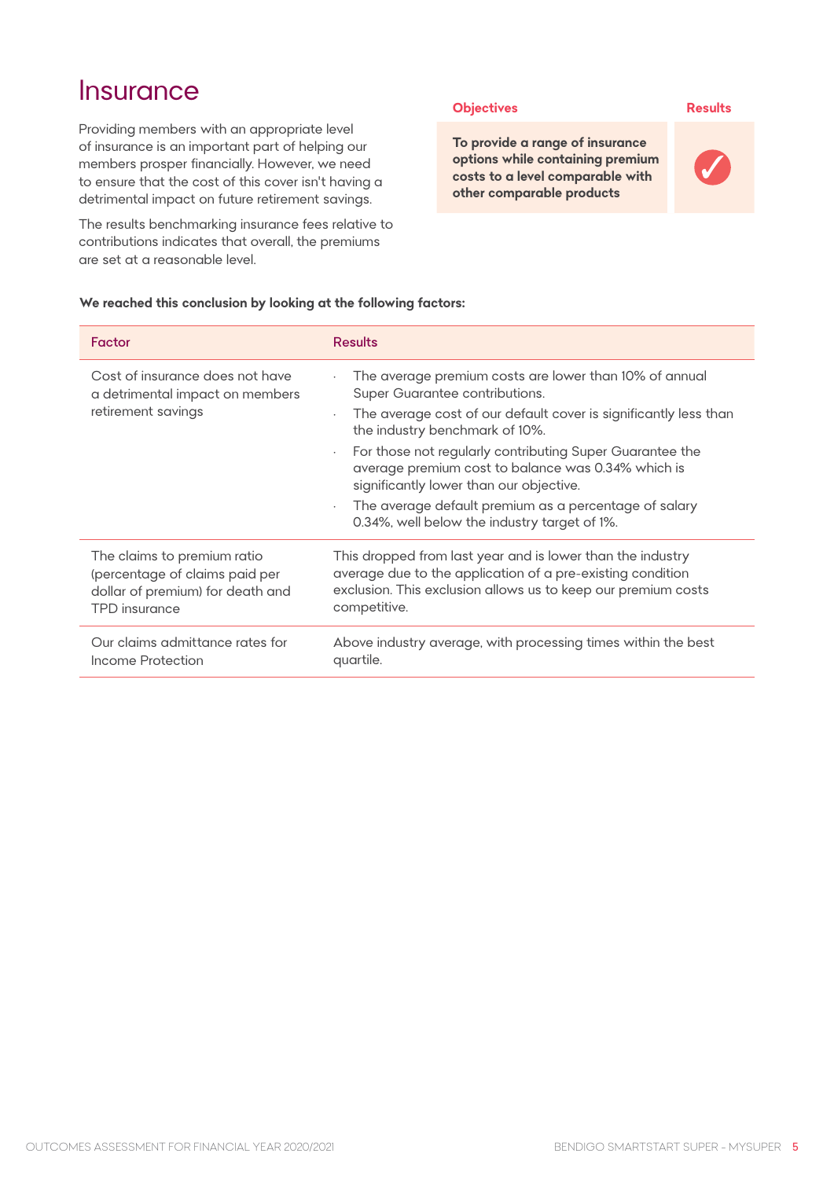# Insurance

Providing members with an appropriate level of insurance is an important part of helping our members prosper financially. However, we need to ensure that the cost of this cover isn't having a detrimental impact on future retirement savings.

The results benchmarking insurance fees relative to contributions indicates that overall, the premiums are set at a reasonable level.

| Objectives | Results |
|---|---|
| **To provide a range of insurance options while containing premium costs to a level comparable with other comparable products** | ✓ |

**We reached this conclusion by looking at the following factors:**

| Factor | Results |
|---|---|
| Cost of insurance does not have a detrimental impact on members retirement savings | · The average premium costs are lower than 10% of annual Super Guarantee contributions.<br>· The average cost of our default cover is significantly less than the industry benchmark of 10%.<br>· For those not regularly contributing Super Guarantee the average premium cost to balance was 0.34% which is significantly lower than our objective.<br>· The average default premium as a percentage of salary 0.34%, well below the industry target of 1%. |
| The claims to premium ratio (percentage of claims paid per dollar of premium) for death and TPD insurance | This dropped from last year and is lower than the industry average due to the application of a pre-existing condition exclusion. This exclusion allows us to keep our premium costs competitive. |
| Our claims admittance rates for Income Protection | Above industry average, with processing times within the best quartile. |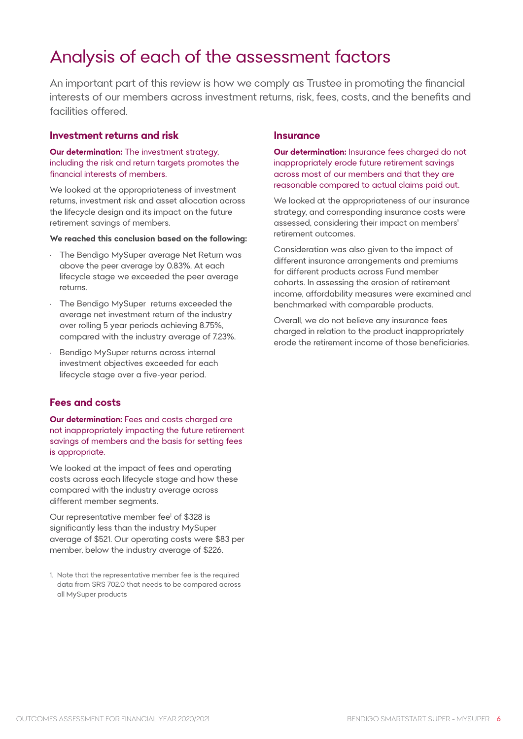# Analysis of each of the assessment factors

An important part of this review is how we comply as Trustee in promoting the financial interests of our members across investment returns, risk, fees, costs, and the benefits and facilities offered.

## Investment returns and risk

**Our determination:** The investment strategy, including the risk and return targets promotes the financial interests of members.

We looked at the appropriateness of investment returns, investment risk and asset allocation across the lifecycle design and its impact on the future retirement savings of members.

**We reached this conclusion based on the following:**

- The Bendigo MySuper average Net Return was above the peer average by 0.83%. At each lifecycle stage we exceeded the peer average returns.
- The Bendigo MySuper returns exceeded the average net investment return of the industry over rolling 5 year periods achieving 8.75%, compared with the industry average of 7.23%.
- Bendigo MySuper returns across internal investment objectives exceeded for each lifecycle stage over a five-year period.

## Fees and costs

**Our determination:** Fees and costs charged are not inappropriately impacting the future retirement savings of members and the basis for setting fees is appropriate.

We looked at the impact of fees and operating costs across each lifecycle stage and how these compared with the industry average across different member segments.

Our representative member fee[1] of $328 is significantly less than the industry MySuper average of $521. Our operating costs were $83 per member, below the industry average of $226.

1. Note that the representative member fee is the required data from SRS 702.0 that needs to be compared across all MySuper products

## Insurance

**Our determination:** Insurance fees charged do not inappropriately erode future retirement savings across most of our members and that they are reasonable compared to actual claims paid out.

We looked at the appropriateness of our insurance strategy, and corresponding insurance costs were assessed, considering their impact on members' retirement outcomes.

Consideration was also given to the impact of different insurance arrangements and premiums for different products across Fund member cohorts. In assessing the erosion of retirement income, affordability measures were examined and benchmarked with comparable products.

Overall, we do not believe any insurance fees charged in relation to the product inappropriately erode the retirement income of those beneficiaries.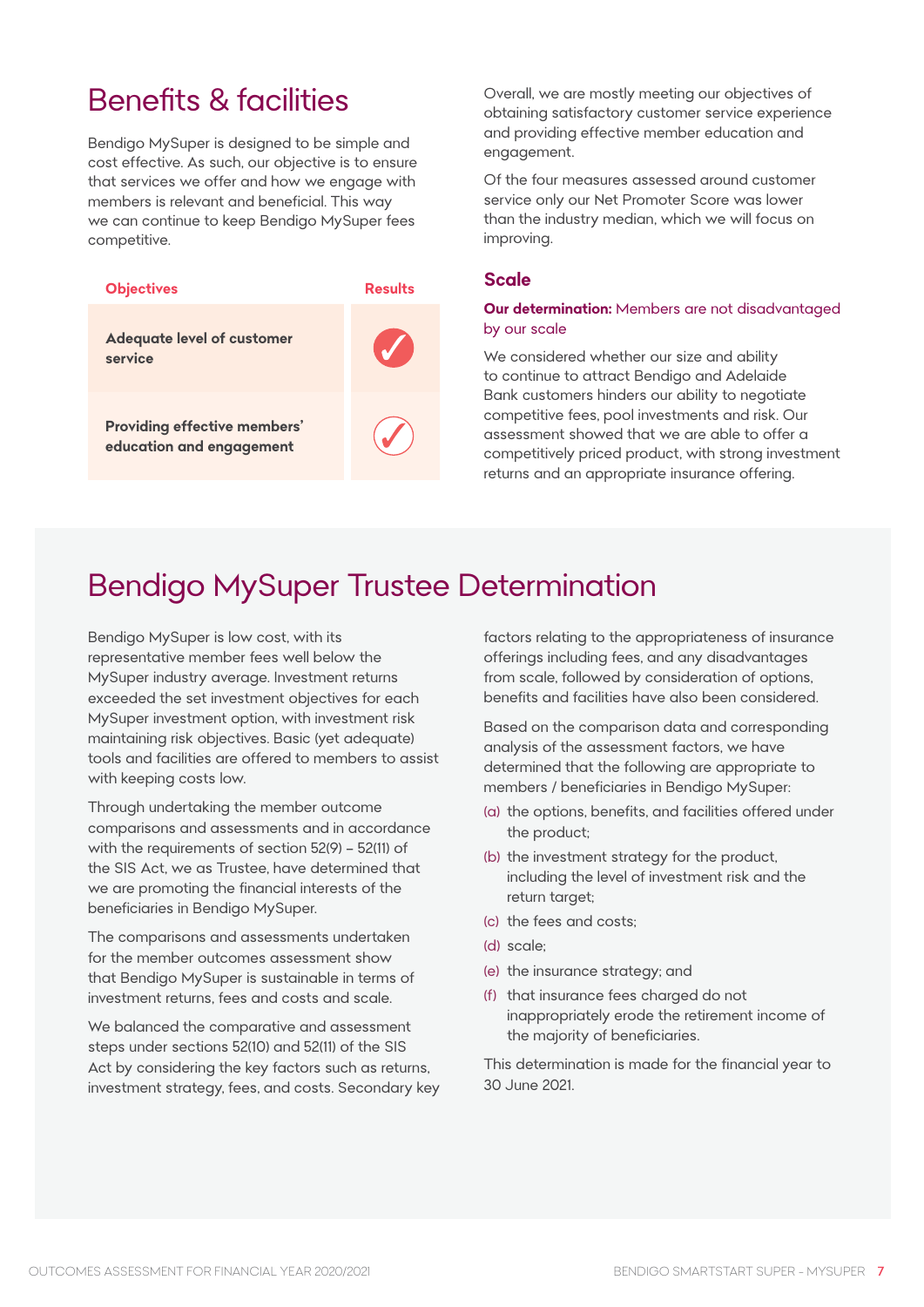## Benefits & facilities

Bendigo MySuper is designed to be simple and cost effective. As such, our objective is to ensure that services we offer and how we engage with members is relevant and beneficial. This way we can continue to keep Bendigo MySuper fees competitive.

| Objectives | Results |
|---|---|
| Adequate level of customer service | ✓ |
| Providing effective members' education and engagement | ✓ |

Overall, we are mostly meeting our objectives of obtaining satisfactory customer service experience and providing effective member education and engagement.

Of the four measures assessed around customer service only our Net Promoter Score was lower than the industry median, which we will focus on improving.

### Scale

**Our determination:** Members are not disadvantaged by our scale

We considered whether our size and ability to continue to attract Bendigo and Adelaide Bank customers hinders our ability to negotiate competitive fees, pool investments and risk. Our assessment showed that we are able to offer a competitively priced product, with strong investment returns and an appropriate insurance offering.

## Bendigo MySuper Trustee Determination

Bendigo MySuper is low cost, with its representative member fees well below the MySuper industry average. Investment returns exceeded the set investment objectives for each MySuper investment option, with investment risk maintaining risk objectives. Basic (yet adequate) tools and facilities are offered to members to assist with keeping costs low.

Through undertaking the member outcome comparisons and assessments and in accordance with the requirements of section 52(9) – 52(11) of the SIS Act, we as Trustee, have determined that we are promoting the financial interests of the beneficiaries in Bendigo MySuper.

The comparisons and assessments undertaken for the member outcomes assessment show that Bendigo MySuper is sustainable in terms of investment returns, fees and costs and scale.

We balanced the comparative and assessment steps under sections 52(10) and 52(11) of the SIS Act by considering the key factors such as returns, investment strategy, fees, and costs. Secondary key factors relating to the appropriateness of insurance offerings including fees, and any disadvantages from scale, followed by consideration of options, benefits and facilities have also been considered.

Based on the comparison data and corresponding analysis of the assessment factors, we have determined that the following are appropriate to members / beneficiaries in Bendigo MySuper:

(a) the options, benefits, and facilities offered under the product;

(b) the investment strategy for the product, including the level of investment risk and the return target;

(c) the fees and costs;

(d) scale;

(e) the insurance strategy; and

(f) that insurance fees charged do not inappropriately erode the retirement income of the majority of beneficiaries.

This determination is made for the financial year to 30 June 2021.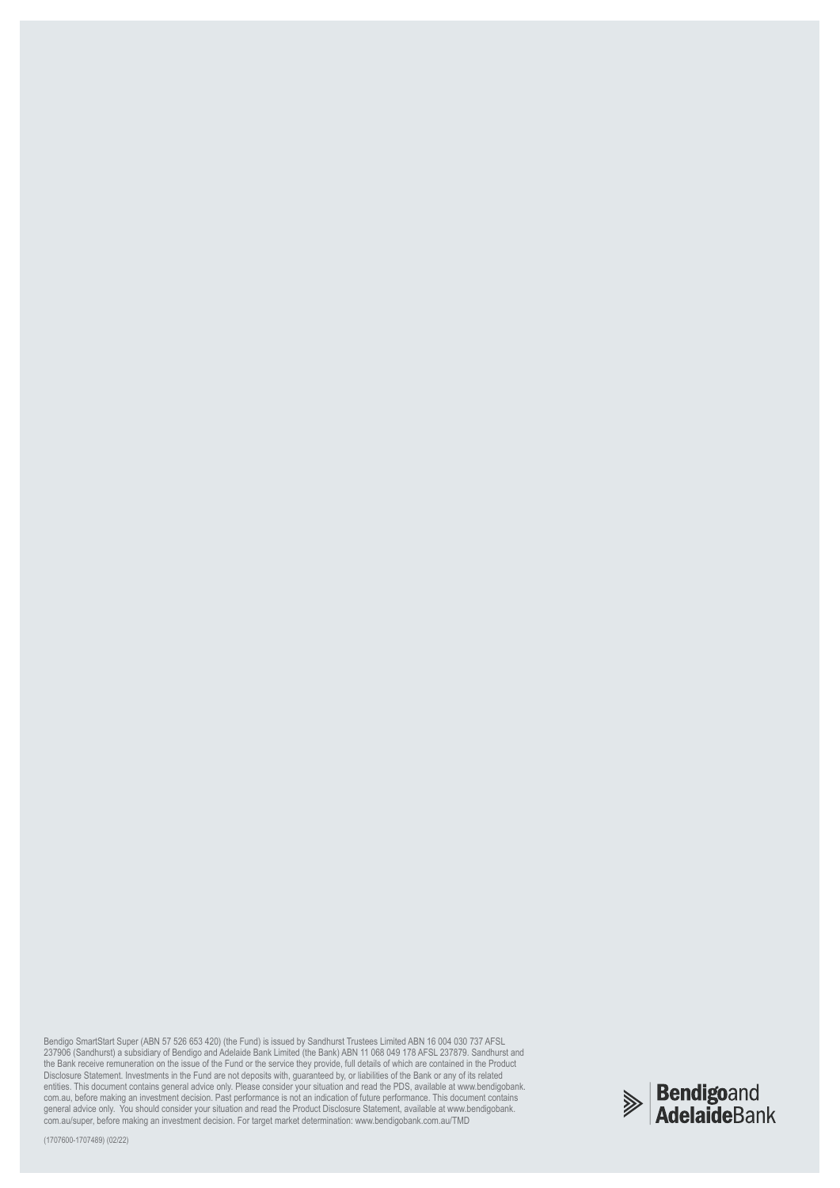Bendigo SmartStart Super (ABN 57 526 653 420) (the Fund) is issued by Sandhurst Trustees Limited ABN 16 004 030 737 AFSL 237906 (Sandhurst) a subsidiary of Bendigo and Adelaide Bank Limited (the Bank) ABN 11 068 049 178 AFSL 237879. Sandhurst and the Bank receive remuneration on the issue of the Fund or the service they provide, full details of which are contained in the Product Disclosure Statement. Investments in the Fund are not deposits with, guaranteed by, or liabilities of the Bank or any of its related entities. This document contains general advice only. Please consider your situation and read the PDS, available at www.bendigobank.com.au, before making an investment decision. Past performance is not an indication of future performance. This document contains general advice only. You should consider your situation and read the Product Disclosure Statement, available at www.bendigobank.com.au/super, before making an investment decision. For target market determination: www.bendigobank.com.au/TMD

**Bendigo**and **Adelaide**Bank

(1707600-1707489) (02/22)